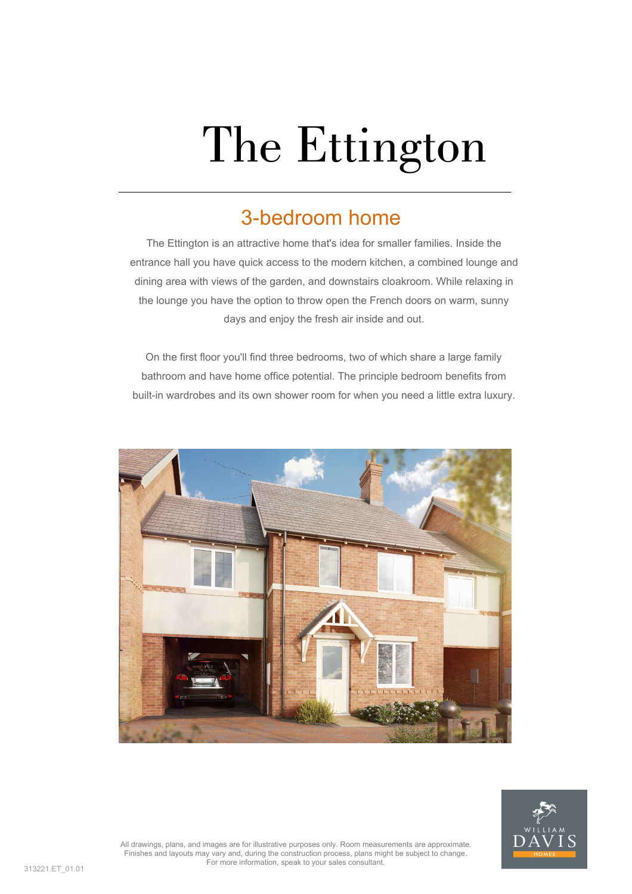# The Ettington

## 3-bedroom home

The Ettington is an attractive home that's idea for smaller families. Inside the entrance hall you have quick access to the modern kitchen, a combined lounge and dining area with views of the garden, and downstairs cloakroom. While relaxing in the lounge you have the option to throw open the French doors on warm, sunny days and enjoy the fresh air inside and out.

On the first floor you'll find three bedrooms, two of which share a large family bathroom and have home office potential. The principle bedroom benefits from built-in wardrobes and its own shower room for when you need a little extra luxury.

All drawings, plans, and images are for illustrative purposes only. Room measurements are approximate. Finishes and layouts may vary and, during the construction process, plans might be subject to change. For more information, speak to your sales consultant.

313221.ET_01.01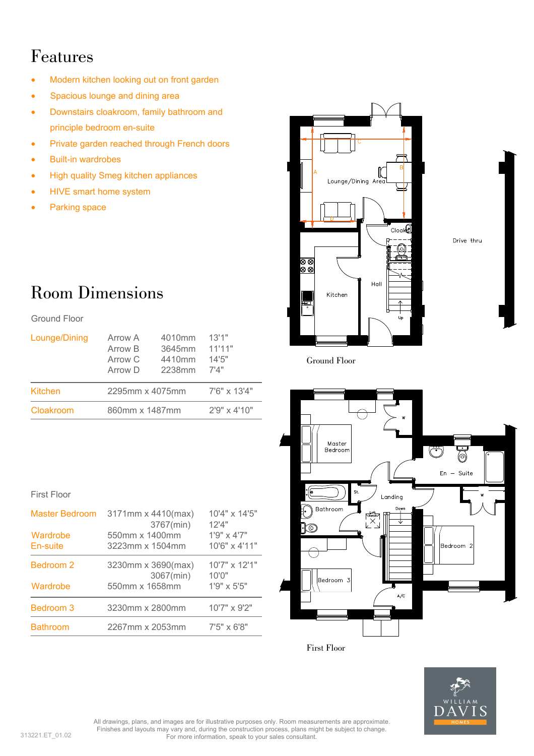# Features

- Modern kitchen looking out on front garden
- Spacious lounge and dining area
- Downstairs cloakroom, family bathroom and principle bedroom en-suite
- Private garden reached through French doors
- Built-in wardrobes
- High quality Smeg kitchen appliances
- HIVE smart home system
- Parking space

# Room Dimensions

Ground Floor

| | | | |
|---|---|---|---|
| Lounge/Dining | Arrow A | 4010mm | 13'1" |
| | Arrow B | 3645mm | 11'11" |
| | Arrow C | 4410mm | 14'5" |
| | Arrow D | 2238mm | 7'4" |
| Kitchen | 2295mm x 4075mm | | 7'6" x 13'4" |
| Cloakroom | 860mm x 1487mm | | 2'9" x 4'10" |

First Floor

| | | |
|---|---|---|
| Master Bedroom | 3171mm x 4410(max) 3767(min) | 10'4" x 14'5" 12'4" |
| Wardrobe | 550mm x 1400mm | 1'9" x 4'7" |
| En-suite | 3223mm x 1504mm | 10'6" x 4'11" |
| Bedroom 2 | 3230mm x 3690(max) 3067(min) | 10'7" x 12'1" 10'0" |
| Wardrobe | 550mm x 1658mm | 1'9" x 5'5" |
| Bedroom 3 | 3230mm x 2800mm | 10'7" x 9'2" |
| Bathroom | 2267mm x 2053mm | 7'5" x 6'8" |

Lounge/Dining Area
Cloaks
Kitchen
Hall
Up
Drive thru

Ground Floor

Master Bedroom
W
En – Suite
St.
Landing
Bathroom
Loft Hatch
Down
W
Bedroom 2
Bedroom 3
A/C

First Floor

All drawings, plans, and images are for illustrative purposes only. Room measurements are approximate. Finishes and layouts may vary and, during the construction process, plans might be subject to change. For more information, speak to your sales consultant.

313221.ET_01.02

WILLIAM DAVIS HOMES